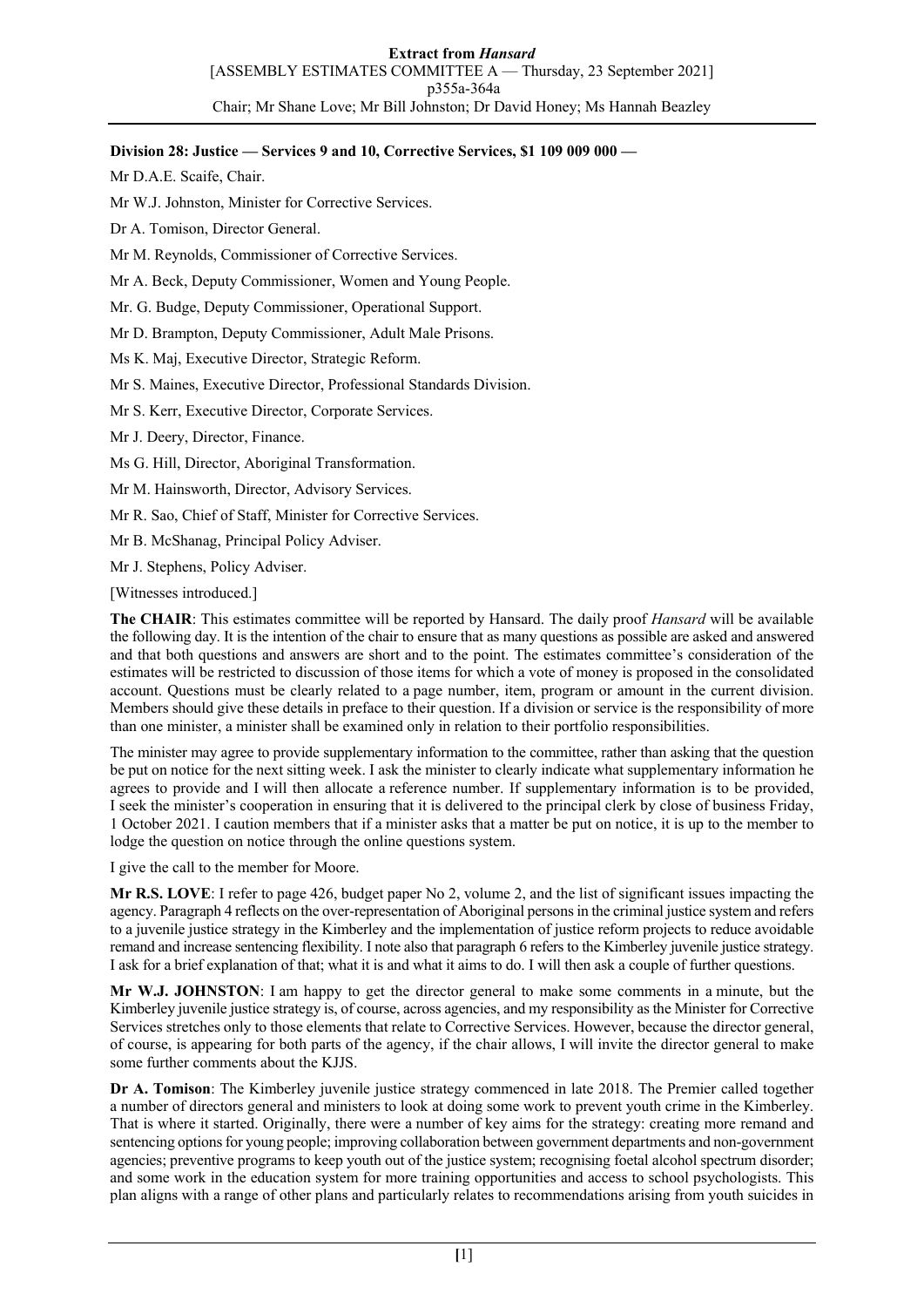**Division 28: Justice — Services 9 and 10, Corrective Services, $1 109 009 000 —**

Mr D.A.E. Scaife, Chair.

Mr W.J. Johnston, Minister for Corrective Services.

Dr A. Tomison, Director General.

Mr M. Reynolds, Commissioner of Corrective Services.

Mr A. Beck, Deputy Commissioner, Women and Young People.

Mr. G. Budge, Deputy Commissioner, Operational Support.

Mr D. Brampton, Deputy Commissioner, Adult Male Prisons.

Ms K. Maj, Executive Director, Strategic Reform.

Mr S. Maines, Executive Director, Professional Standards Division.

Mr S. Kerr, Executive Director, Corporate Services.

Mr J. Deery, Director, Finance.

Ms G. Hill, Director, Aboriginal Transformation.

Mr M. Hainsworth, Director, Advisory Services.

Mr R. Sao, Chief of Staff, Minister for Corrective Services.

Mr B. McShanag, Principal Policy Adviser.

Mr J. Stephens, Policy Adviser.

[Witnesses introduced.]

**The CHAIR**: This estimates committee will be reported by Hansard. The daily proof *Hansard* will be available the following day. It is the intention of the chair to ensure that as many questions as possible are asked and answered and that both questions and answers are short and to the point. The estimates committee's consideration of the estimates will be restricted to discussion of those items for which a vote of money is proposed in the consolidated account. Questions must be clearly related to a page number, item, program or amount in the current division. Members should give these details in preface to their question. If a division or service is the responsibility of more than one minister, a minister shall be examined only in relation to their portfolio responsibilities.

The minister may agree to provide supplementary information to the committee, rather than asking that the question be put on notice for the next sitting week. I ask the minister to clearly indicate what supplementary information he agrees to provide and I will then allocate a reference number. If supplementary information is to be provided, I seek the minister's cooperation in ensuring that it is delivered to the principal clerk by close of business Friday, 1 October 2021. I caution members that if a minister asks that a matter be put on notice, it is up to the member to lodge the question on notice through the online questions system.

I give the call to the member for Moore.

**Mr R.S. LOVE**: I refer to page 426, budget paper No 2, volume 2, and the list of significant issues impacting the agency. Paragraph 4 reflects on the over-representation of Aboriginal persons in the criminal justice system and refers to a juvenile justice strategy in the Kimberley and the implementation of justice reform projects to reduce avoidable remand and increase sentencing flexibility. I note also that paragraph 6 refers to the Kimberley juvenile justice strategy. I ask for a brief explanation of that; what it is and what it aims to do. I will then ask a couple of further questions.

**Mr W.J. JOHNSTON**: I am happy to get the director general to make some comments in a minute, but the Kimberley juvenile justice strategy is, of course, across agencies, and my responsibility as the Minister for Corrective Services stretches only to those elements that relate to Corrective Services. However, because the director general, of course, is appearing for both parts of the agency, if the chair allows, I will invite the director general to make some further comments about the KJJS.

**Dr A. Tomison**: The Kimberley juvenile justice strategy commenced in late 2018. The Premier called together a number of directors general and ministers to look at doing some work to prevent youth crime in the Kimberley. That is where it started. Originally, there were a number of key aims for the strategy: creating more remand and sentencing options for young people; improving collaboration between government departments and non-government agencies; preventive programs to keep youth out of the justice system; recognising foetal alcohol spectrum disorder; and some work in the education system for more training opportunities and access to school psychologists. This plan aligns with a range of other plans and particularly relates to recommendations arising from youth suicides in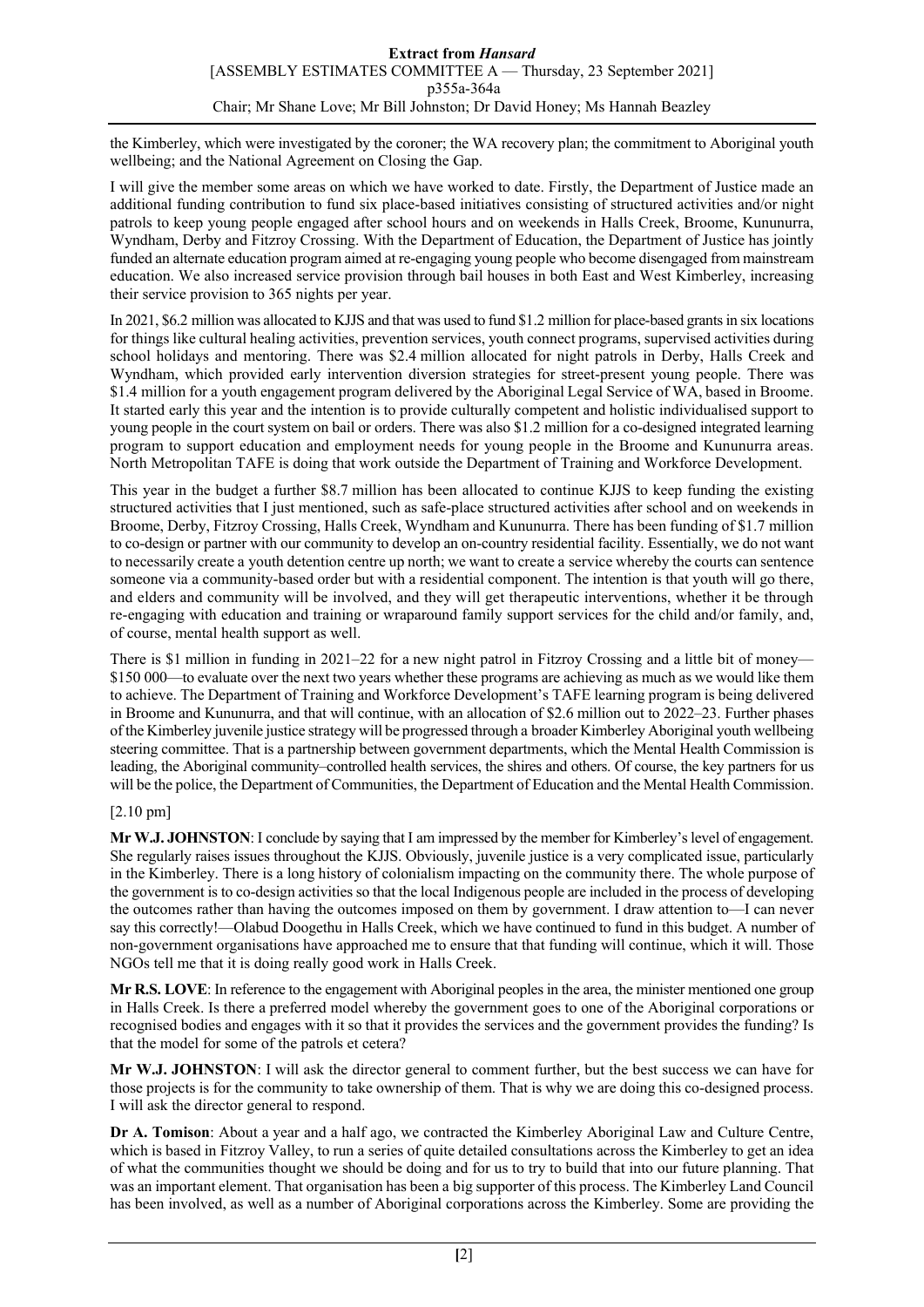the Kimberley, which were investigated by the coroner; the WA recovery plan; the commitment to Aboriginal youth wellbeing; and the National Agreement on Closing the Gap.

I will give the member some areas on which we have worked to date. Firstly, the Department of Justice made an additional funding contribution to fund six place-based initiatives consisting of structured activities and/or night patrols to keep young people engaged after school hours and on weekends in Halls Creek, Broome, Kununurra, Wyndham, Derby and Fitzroy Crossing. With the Department of Education, the Department of Justice has jointly funded an alternate education program aimed at re-engaging young people who become disengaged from mainstream education. We also increased service provision through bail houses in both East and West Kimberley, increasing their service provision to 365 nights per year.

In 2021, $6.2 million was allocated to KJJS and that was used to fund $1.2 million for place-based grants in six locations for things like cultural healing activities, prevention services, youth connect programs, supervised activities during school holidays and mentoring. There was $2.4 million allocated for night patrols in Derby, Halls Creek and Wyndham, which provided early intervention diversion strategies for street-present young people. There was $1.4 million for a youth engagement program delivered by the Aboriginal Legal Service of WA, based in Broome. It started early this year and the intention is to provide culturally competent and holistic individualised support to young people in the court system on bail or orders. There was also $1.2 million for a co-designed integrated learning program to support education and employment needs for young people in the Broome and Kununurra areas. North Metropolitan TAFE is doing that work outside the Department of Training and Workforce Development.

This year in the budget a further $8.7 million has been allocated to continue KJJS to keep funding the existing structured activities that I just mentioned, such as safe-place structured activities after school and on weekends in Broome, Derby, Fitzroy Crossing, Halls Creek, Wyndham and Kununurra. There has been funding of $1.7 million to co-design or partner with our community to develop an on-country residential facility. Essentially, we do not want to necessarily create a youth detention centre up north; we want to create a service whereby the courts can sentence someone via a community-based order but with a residential component. The intention is that youth will go there, and elders and community will be involved, and they will get therapeutic interventions, whether it be through re-engaging with education and training or wraparound family support services for the child and/or family, and, of course, mental health support as well.

There is $1 million in funding in 2021–22 for a new night patrol in Fitzroy Crossing and a little bit of money—$150 000—to evaluate over the next two years whether these programs are achieving as much as we would like them to achieve. The Department of Training and Workforce Development's TAFE learning program is being delivered in Broome and Kununurra, and that will continue, with an allocation of $2.6 million out to 2022–23. Further phases of the Kimberley juvenile justice strategy will be progressed through a broader Kimberley Aboriginal youth wellbeing steering committee. That is a partnership between government departments, which the Mental Health Commission is leading, the Aboriginal community–controlled health services, the shires and others. Of course, the key partners for us will be the police, the Department of Communities, the Department of Education and the Mental Health Commission.

[2.10 pm]

**Mr W.J. JOHNSTON**: I conclude by saying that I am impressed by the member for Kimberley's level of engagement. She regularly raises issues throughout the KJJS. Obviously, juvenile justice is a very complicated issue, particularly in the Kimberley. There is a long history of colonialism impacting on the community there. The whole purpose of the government is to co-design activities so that the local Indigenous people are included in the process of developing the outcomes rather than having the outcomes imposed on them by government. I draw attention to—I can never say this correctly!—Olabud Doogethu in Halls Creek, which we have continued to fund in this budget. A number of non-government organisations have approached me to ensure that that funding will continue, which it will. Those NGOs tell me that it is doing really good work in Halls Creek.

**Mr R.S. LOVE**: In reference to the engagement with Aboriginal peoples in the area, the minister mentioned one group in Halls Creek. Is there a preferred model whereby the government goes to one of the Aboriginal corporations or recognised bodies and engages with it so that it provides the services and the government provides the funding? Is that the model for some of the patrols et cetera?

**Mr W.J. JOHNSTON**: I will ask the director general to comment further, but the best success we can have for those projects is for the community to take ownership of them. That is why we are doing this co-designed process. I will ask the director general to respond.

**Dr A. Tomison**: About a year and a half ago, we contracted the Kimberley Aboriginal Law and Culture Centre, which is based in Fitzroy Valley, to run a series of quite detailed consultations across the Kimberley to get an idea of what the communities thought we should be doing and for us to try to build that into our future planning. That was an important element. That organisation has been a big supporter of this process. The Kimberley Land Council has been involved, as well as a number of Aboriginal corporations across the Kimberley. Some are providing the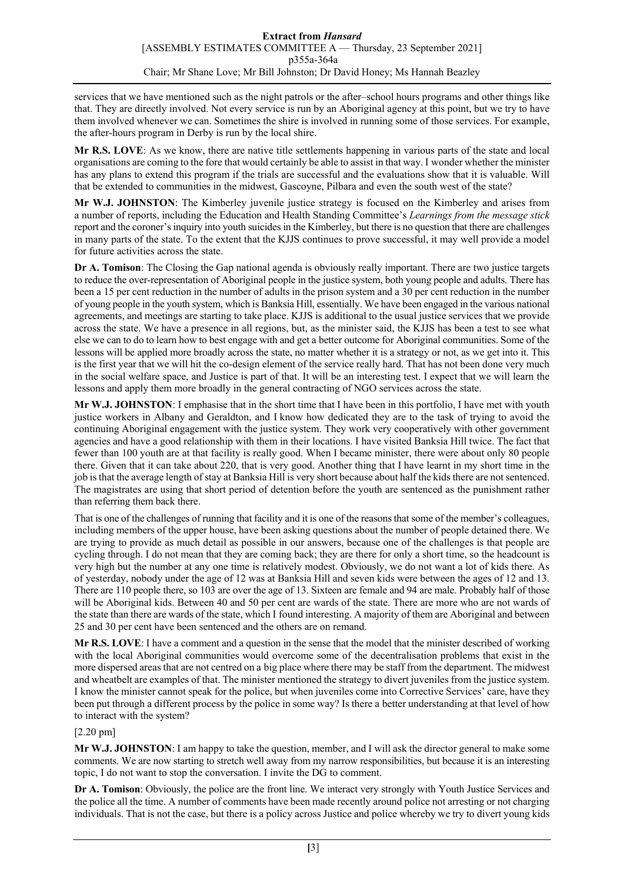services that we have mentioned such as the night patrols or the after–school hours programs and other things like that. They are directly involved. Not every service is run by an Aboriginal agency at this point, but we try to have them involved whenever we can. Sometimes the shire is involved in running some of those services. For example, the after-hours program in Derby is run by the local shire.

**Mr R.S. LOVE**: As we know, there are native title settlements happening in various parts of the state and local organisations are coming to the fore that would certainly be able to assist in that way. I wonder whether the minister has any plans to extend this program if the trials are successful and the evaluations show that it is valuable. Will that be extended to communities in the midwest, Gascoyne, Pilbara and even the south west of the state?

**Mr W.J. JOHNSTON**: The Kimberley juvenile justice strategy is focused on the Kimberley and arises from a number of reports, including the Education and Health Standing Committee's *Learnings from the message stick* report and the coroner's inquiry into youth suicides in the Kimberley, but there is no question that there are challenges in many parts of the state. To the extent that the KJJS continues to prove successful, it may well provide a model for future activities across the state.

**Dr A. Tomison**: The Closing the Gap national agenda is obviously really important. There are two justice targets to reduce the over-representation of Aboriginal people in the justice system, both young people and adults. There has been a 15 per cent reduction in the number of adults in the prison system and a 30 per cent reduction in the number of young people in the youth system, which is Banksia Hill, essentially. We have been engaged in the various national agreements, and meetings are starting to take place. KJJS is additional to the usual justice services that we provide across the state. We have a presence in all regions, but, as the minister said, the KJJS has been a test to see what else we can to do to learn how to best engage with and get a better outcome for Aboriginal communities. Some of the lessons will be applied more broadly across the state, no matter whether it is a strategy or not, as we get into it. This is the first year that we will hit the co-design element of the service really hard. That has not been done very much in the social welfare space, and Justice is part of that. It will be an interesting test. I expect that we will learn the lessons and apply them more broadly in the general contracting of NGO services across the state.

**Mr W.J. JOHNSTON**: I emphasise that in the short time that I have been in this portfolio, I have met with youth justice workers in Albany and Geraldton, and I know how dedicated they are to the task of trying to avoid the continuing Aboriginal engagement with the justice system. They work very cooperatively with other government agencies and have a good relationship with them in their locations. I have visited Banksia Hill twice. The fact that fewer than 100 youth are at that facility is really good. When I became minister, there were about only 80 people there. Given that it can take about 220, that is very good. Another thing that I have learnt in my short time in the job is that the average length of stay at Banksia Hill is very short because about half the kids there are not sentenced. The magistrates are using that short period of detention before the youth are sentenced as the punishment rather than referring them back there.

That is one of the challenges of running that facility and it is one of the reasons that some of the member's colleagues, including members of the upper house, have been asking questions about the number of people detained there. We are trying to provide as much detail as possible in our answers, because one of the challenges is that people are cycling through. I do not mean that they are coming back; they are there for only a short time, so the headcount is very high but the number at any one time is relatively modest. Obviously, we do not want a lot of kids there. As of yesterday, nobody under the age of 12 was at Banksia Hill and seven kids were between the ages of 12 and 13. There are 110 people there, so 103 are over the age of 13. Sixteen are female and 94 are male. Probably half of those will be Aboriginal kids. Between 40 and 50 per cent are wards of the state. There are more who are not wards of the state than there are wards of the state, which I found interesting. A majority of them are Aboriginal and between 25 and 30 per cent have been sentenced and the others are on remand.

**Mr R.S. LOVE**: I have a comment and a question in the sense that the model that the minister described of working with the local Aboriginal communities would overcome some of the decentralisation problems that exist in the more dispersed areas that are not centred on a big place where there may be staff from the department. The midwest and wheatbelt are examples of that. The minister mentioned the strategy to divert juveniles from the justice system. I know the minister cannot speak for the police, but when juveniles come into Corrective Services' care, have they been put through a different process by the police in some way? Is there a better understanding at that level of how to interact with the system?

[2.20 pm]

**Mr W.J. JOHNSTON**: I am happy to take the question, member, and I will ask the director general to make some comments. We are now starting to stretch well away from my narrow responsibilities, but because it is an interesting topic, I do not want to stop the conversation. I invite the DG to comment.

**Dr A. Tomison**: Obviously, the police are the front line. We interact very strongly with Youth Justice Services and the police all the time. A number of comments have been made recently around police not arresting or not charging individuals. That is not the case, but there is a policy across Justice and police whereby we try to divert young kids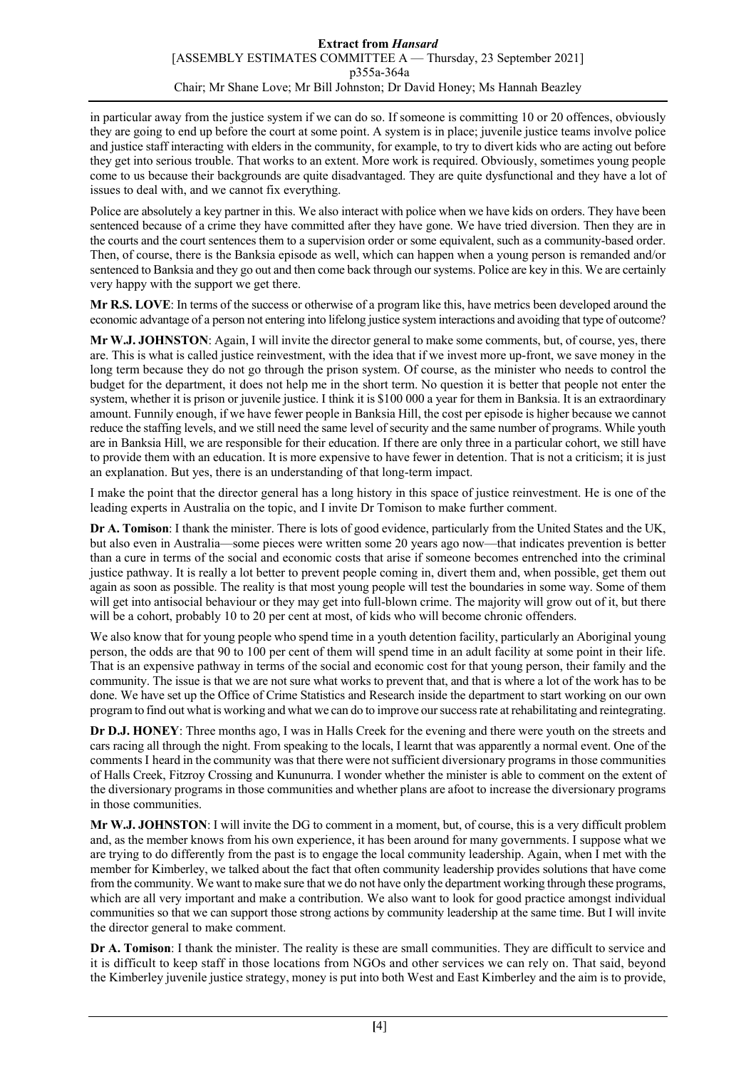in particular away from the justice system if we can do so. If someone is committing 10 or 20 offences, obviously they are going to end up before the court at some point. A system is in place; juvenile justice teams involve police and justice staff interacting with elders in the community, for example, to try to divert kids who are acting out before they get into serious trouble. That works to an extent. More work is required. Obviously, sometimes young people come to us because their backgrounds are quite disadvantaged. They are quite dysfunctional and they have a lot of issues to deal with, and we cannot fix everything.

Police are absolutely a key partner in this. We also interact with police when we have kids on orders. They have been sentenced because of a crime they have committed after they have gone. We have tried diversion. Then they are in the courts and the court sentences them to a supervision order or some equivalent, such as a community-based order. Then, of course, there is the Banksia episode as well, which can happen when a young person is remanded and/or sentenced to Banksia and they go out and then come back through our systems. Police are key in this. We are certainly very happy with the support we get there.

**Mr R.S. LOVE**: In terms of the success or otherwise of a program like this, have metrics been developed around the economic advantage of a person not entering into lifelong justice system interactions and avoiding that type of outcome?

**Mr W.J. JOHNSTON**: Again, I will invite the director general to make some comments, but, of course, yes, there are. This is what is called justice reinvestment, with the idea that if we invest more up-front, we save money in the long term because they do not go through the prison system. Of course, as the minister who needs to control the budget for the department, it does not help me in the short term. No question it is better that people not enter the system, whether it is prison or juvenile justice. I think it is \$100 000 a year for them in Banksia. It is an extraordinary amount. Funnily enough, if we have fewer people in Banksia Hill, the cost per episode is higher because we cannot reduce the staffing levels, and we still need the same level of security and the same number of programs. While youth are in Banksia Hill, we are responsible for their education. If there are only three in a particular cohort, we still have to provide them with an education. It is more expensive to have fewer in detention. That is not a criticism; it is just an explanation. But yes, there is an understanding of that long-term impact.

I make the point that the director general has a long history in this space of justice reinvestment. He is one of the leading experts in Australia on the topic, and I invite Dr Tomison to make further comment.

**Dr A. Tomison**: I thank the minister. There is lots of good evidence, particularly from the United States and the UK, but also even in Australia—some pieces were written some 20 years ago now—that indicates prevention is better than a cure in terms of the social and economic costs that arise if someone becomes entrenched into the criminal justice pathway. It is really a lot better to prevent people coming in, divert them and, when possible, get them out again as soon as possible. The reality is that most young people will test the boundaries in some way. Some of them will get into antisocial behaviour or they may get into full-blown crime. The majority will grow out of it, but there will be a cohort, probably 10 to 20 per cent at most, of kids who will become chronic offenders.

We also know that for young people who spend time in a youth detention facility, particularly an Aboriginal young person, the odds are that 90 to 100 per cent of them will spend time in an adult facility at some point in their life. That is an expensive pathway in terms of the social and economic cost for that young person, their family and the community. The issue is that we are not sure what works to prevent that, and that is where a lot of the work has to be done. We have set up the Office of Crime Statistics and Research inside the department to start working on our own program to find out what is working and what we can do to improve our success rate at rehabilitating and reintegrating.

**Dr D.J. HONEY**: Three months ago, I was in Halls Creek for the evening and there were youth on the streets and cars racing all through the night. From speaking to the locals, I learnt that was apparently a normal event. One of the comments I heard in the community was that there were not sufficient diversionary programs in those communities of Halls Creek, Fitzroy Crossing and Kununurra. I wonder whether the minister is able to comment on the extent of the diversionary programs in those communities and whether plans are afoot to increase the diversionary programs in those communities.

**Mr W.J. JOHNSTON**: I will invite the DG to comment in a moment, but, of course, this is a very difficult problem and, as the member knows from his own experience, it has been around for many governments. I suppose what we are trying to do differently from the past is to engage the local community leadership. Again, when I met with the member for Kimberley, we talked about the fact that often community leadership provides solutions that have come from the community. We want to make sure that we do not have only the department working through these programs, which are all very important and make a contribution. We also want to look for good practice amongst individual communities so that we can support those strong actions by community leadership at the same time. But I will invite the director general to make comment.

**Dr A. Tomison**: I thank the minister. The reality is these are small communities. They are difficult to service and it is difficult to keep staff in those locations from NGOs and other services we can rely on. That said, beyond the Kimberley juvenile justice strategy, money is put into both West and East Kimberley and the aim is to provide,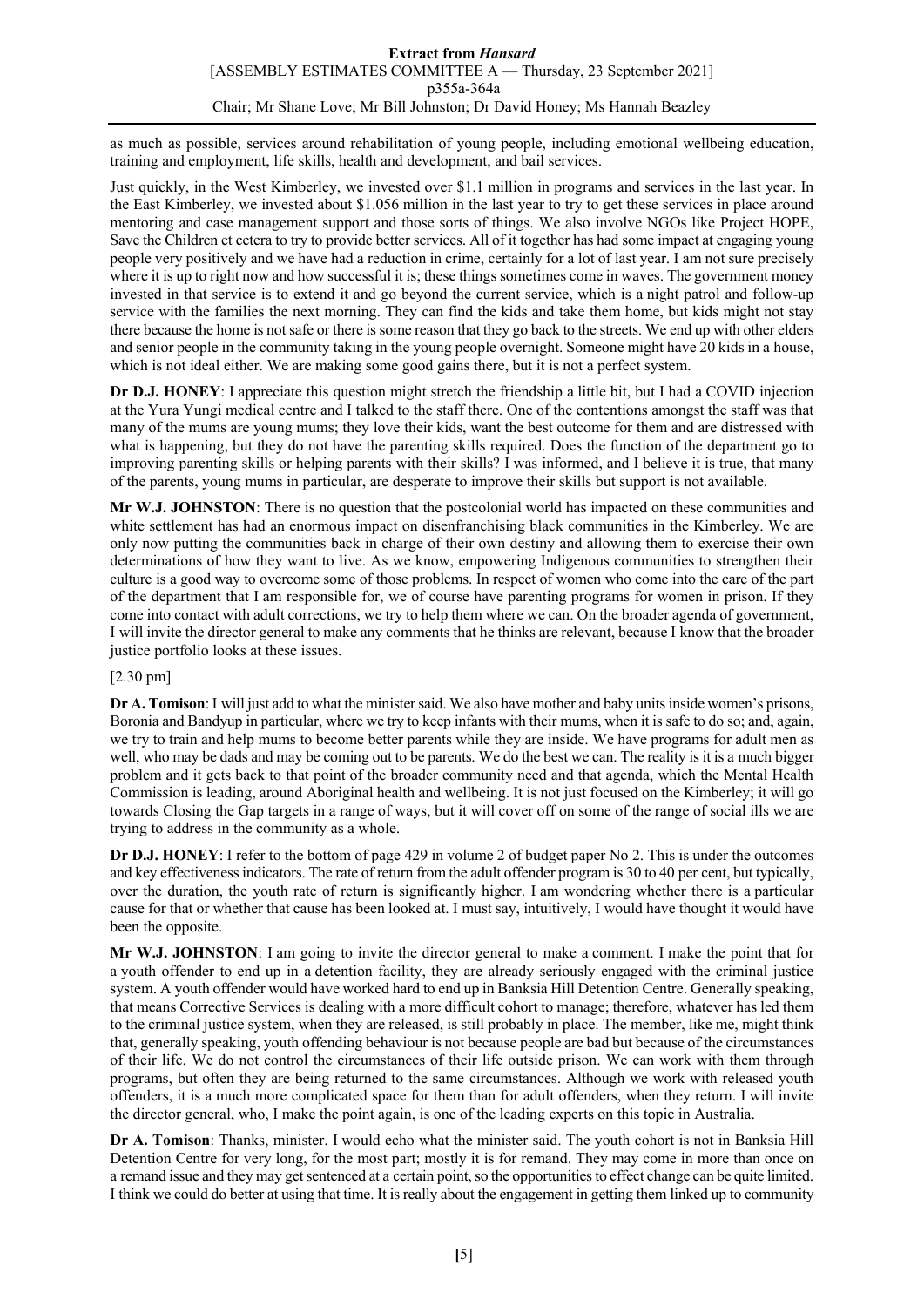as much as possible, services around rehabilitation of young people, including emotional wellbeing education, training and employment, life skills, health and development, and bail services.

Just quickly, in the West Kimberley, we invested over $1.1 million in programs and services in the last year. In the East Kimberley, we invested about $1.056 million in the last year to try to get these services in place around mentoring and case management support and those sorts of things. We also involve NGOs like Project HOPE, Save the Children et cetera to try to provide better services. All of it together has had some impact at engaging young people very positively and we have had a reduction in crime, certainly for a lot of last year. I am not sure precisely where it is up to right now and how successful it is; these things sometimes come in waves. The government money invested in that service is to extend it and go beyond the current service, which is a night patrol and follow-up service with the families the next morning. They can find the kids and take them home, but kids might not stay there because the home is not safe or there is some reason that they go back to the streets. We end up with other elders and senior people in the community taking in the young people overnight. Someone might have 20 kids in a house, which is not ideal either. We are making some good gains there, but it is not a perfect system.

**Dr D.J. HONEY**: I appreciate this question might stretch the friendship a little bit, but I had a COVID injection at the Yura Yungi medical centre and I talked to the staff there. One of the contentions amongst the staff was that many of the mums are young mums; they love their kids, want the best outcome for them and are distressed with what is happening, but they do not have the parenting skills required. Does the function of the department go to improving parenting skills or helping parents with their skills? I was informed, and I believe it is true, that many of the parents, young mums in particular, are desperate to improve their skills but support is not available.

**Mr W.J. JOHNSTON**: There is no question that the postcolonial world has impacted on these communities and white settlement has had an enormous impact on disenfranchising black communities in the Kimberley. We are only now putting the communities back in charge of their own destiny and allowing them to exercise their own determinations of how they want to live. As we know, empowering Indigenous communities to strengthen their culture is a good way to overcome some of those problems. In respect of women who come into the care of the part of the department that I am responsible for, we of course have parenting programs for women in prison. If they come into contact with adult corrections, we try to help them where we can. On the broader agenda of government, I will invite the director general to make any comments that he thinks are relevant, because I know that the broader justice portfolio looks at these issues.

[2.30 pm]

**Dr A. Tomison**: I will just add to what the minister said. We also have mother and baby units inside women's prisons, Boronia and Bandyup in particular, where we try to keep infants with their mums, when it is safe to do so; and, again, we try to train and help mums to become better parents while they are inside. We have programs for adult men as well, who may be dads and may be coming out to be parents. We do the best we can. The reality is it is a much bigger problem and it gets back to that point of the broader community need and that agenda, which the Mental Health Commission is leading, around Aboriginal health and wellbeing. It is not just focused on the Kimberley; it will go towards Closing the Gap targets in a range of ways, but it will cover off on some of the range of social ills we are trying to address in the community as a whole.

**Dr D.J. HONEY**: I refer to the bottom of page 429 in volume 2 of budget paper No 2. This is under the outcomes and key effectiveness indicators. The rate of return from the adult offender program is 30 to 40 per cent, but typically, over the duration, the youth rate of return is significantly higher. I am wondering whether there is a particular cause for that or whether that cause has been looked at. I must say, intuitively, I would have thought it would have been the opposite.

**Mr W.J. JOHNSTON**: I am going to invite the director general to make a comment. I make the point that for a youth offender to end up in a detention facility, they are already seriously engaged with the criminal justice system. A youth offender would have worked hard to end up in Banksia Hill Detention Centre. Generally speaking, that means Corrective Services is dealing with a more difficult cohort to manage; therefore, whatever has led them to the criminal justice system, when they are released, is still probably in place. The member, like me, might think that, generally speaking, youth offending behaviour is not because people are bad but because of the circumstances of their life. We do not control the circumstances of their life outside prison. We can work with them through programs, but often they are being returned to the same circumstances. Although we work with released youth offenders, it is a much more complicated space for them than for adult offenders, when they return. I will invite the director general, who, I make the point again, is one of the leading experts on this topic in Australia.

**Dr A. Tomison**: Thanks, minister. I would echo what the minister said. The youth cohort is not in Banksia Hill Detention Centre for very long, for the most part; mostly it is for remand. They may come in more than once on a remand issue and they may get sentenced at a certain point, so the opportunities to effect change can be quite limited. I think we could do better at using that time. It is really about the engagement in getting them linked up to community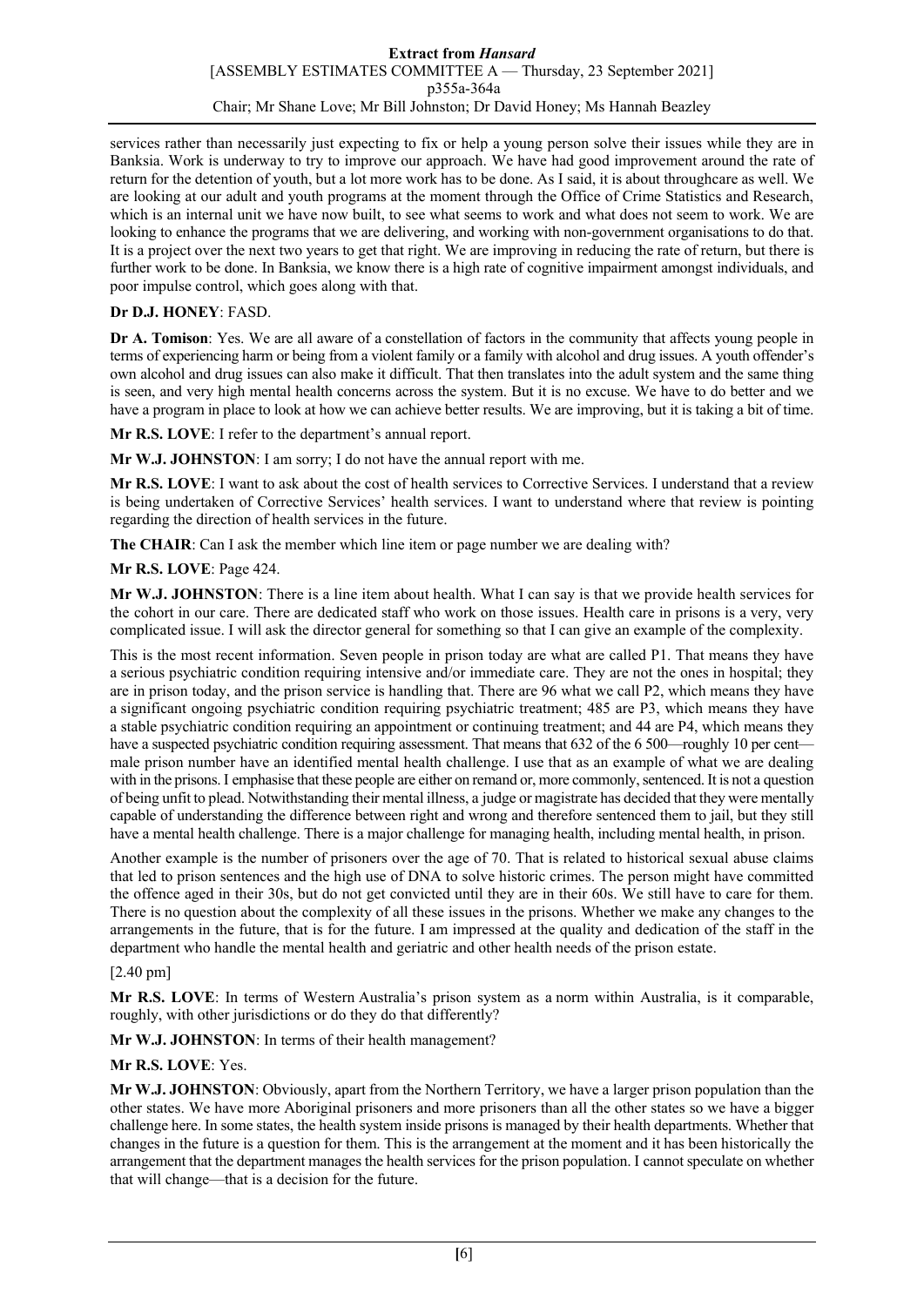services rather than necessarily just expecting to fix or help a young person solve their issues while they are in Banksia. Work is underway to try to improve our approach. We have had good improvement around the rate of return for the detention of youth, but a lot more work has to be done. As I said, it is about throughcare as well. We are looking at our adult and youth programs at the moment through the Office of Crime Statistics and Research, which is an internal unit we have now built, to see what seems to work and what does not seem to work. We are looking to enhance the programs that we are delivering, and working with non-government organisations to do that. It is a project over the next two years to get that right. We are improving in reducing the rate of return, but there is further work to be done. In Banksia, we know there is a high rate of cognitive impairment amongst individuals, and poor impulse control, which goes along with that.

**Dr D.J. HONEY**: FASD.

**Dr A. Tomison**: Yes. We are all aware of a constellation of factors in the community that affects young people in terms of experiencing harm or being from a violent family or a family with alcohol and drug issues. A youth offender's own alcohol and drug issues can also make it difficult. That then translates into the adult system and the same thing is seen, and very high mental health concerns across the system. But it is no excuse. We have to do better and we have a program in place to look at how we can achieve better results. We are improving, but it is taking a bit of time.

**Mr R.S. LOVE**: I refer to the department's annual report.

**Mr W.J. JOHNSTON**: I am sorry; I do not have the annual report with me.

**Mr R.S. LOVE**: I want to ask about the cost of health services to Corrective Services. I understand that a review is being undertaken of Corrective Services' health services. I want to understand where that review is pointing regarding the direction of health services in the future.

**The CHAIR**: Can I ask the member which line item or page number we are dealing with?

**Mr R.S. LOVE**: Page 424.

**Mr W.J. JOHNSTON**: There is a line item about health. What I can say is that we provide health services for the cohort in our care. There are dedicated staff who work on those issues. Health care in prisons is a very, very complicated issue. I will ask the director general for something so that I can give an example of the complexity.

This is the most recent information. Seven people in prison today are what are called P1. That means they have a serious psychiatric condition requiring intensive and/or immediate care. They are not the ones in hospital; they are in prison today, and the prison service is handling that. There are 96 what we call P2, which means they have a significant ongoing psychiatric condition requiring psychiatric treatment; 485 are P3, which means they have a stable psychiatric condition requiring an appointment or continuing treatment; and 44 are P4, which means they have a suspected psychiatric condition requiring assessment. That means that 632 of the 6 500—roughly 10 per cent—male prison number have an identified mental health challenge. I use that as an example of what we are dealing with in the prisons. I emphasise that these people are either on remand or, more commonly, sentenced. It is not a question of being unfit to plead. Notwithstanding their mental illness, a judge or magistrate has decided that they were mentally capable of understanding the difference between right and wrong and therefore sentenced them to jail, but they still have a mental health challenge. There is a major challenge for managing health, including mental health, in prison.

Another example is the number of prisoners over the age of 70. That is related to historical sexual abuse claims that led to prison sentences and the high use of DNA to solve historic crimes. The person might have committed the offence aged in their 30s, but do not get convicted until they are in their 60s. We still have to care for them. There is no question about the complexity of all these issues in the prisons. Whether we make any changes to the arrangements in the future, that is for the future. I am impressed at the quality and dedication of the staff in the department who handle the mental health and geriatric and other health needs of the prison estate.

[2.40 pm]

**Mr R.S. LOVE**: In terms of Western Australia's prison system as a norm within Australia, is it comparable, roughly, with other jurisdictions or do they do that differently?

**Mr W.J. JOHNSTON**: In terms of their health management?

**Mr R.S. LOVE**: Yes.

**Mr W.J. JOHNSTON**: Obviously, apart from the Northern Territory, we have a larger prison population than the other states. We have more Aboriginal prisoners and more prisoners than all the other states so we have a bigger challenge here. In some states, the health system inside prisons is managed by their health departments. Whether that changes in the future is a question for them. This is the arrangement at the moment and it has been historically the arrangement that the department manages the health services for the prison population. I cannot speculate on whether that will change—that is a decision for the future.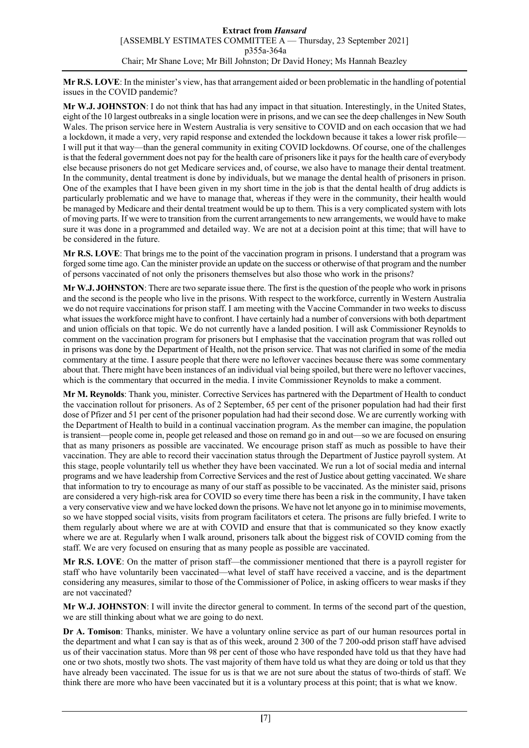**Mr R.S. LOVE**: In the minister's view, has that arrangement aided or been problematic in the handling of potential issues in the COVID pandemic?

**Mr W.J. JOHNSTON**: I do not think that has had any impact in that situation. Interestingly, in the United States, eight of the 10 largest outbreaks in a single location were in prisons, and we can see the deep challenges in New South Wales. The prison service here in Western Australia is very sensitive to COVID and on each occasion that we had a lockdown, it made a very, very rapid response and extended the lockdown because it takes a lower risk profile— I will put it that way—than the general community in exiting COVID lockdowns. Of course, one of the challenges is that the federal government does not pay for the health care of prisoners like it pays for the health care of everybody else because prisoners do not get Medicare services and, of course, we also have to manage their dental treatment. In the community, dental treatment is done by individuals, but we manage the dental health of prisoners in prison. One of the examples that I have been given in my short time in the job is that the dental health of drug addicts is particularly problematic and we have to manage that, whereas if they were in the community, their health would be managed by Medicare and their dental treatment would be up to them. This is a very complicated system with lots of moving parts. If we were to transition from the current arrangements to new arrangements, we would have to make sure it was done in a programmed and detailed way. We are not at a decision point at this time; that will have to be considered in the future.

**Mr R.S. LOVE**: That brings me to the point of the vaccination program in prisons. I understand that a program was forged some time ago. Can the minister provide an update on the success or otherwise of that program and the number of persons vaccinated of not only the prisoners themselves but also those who work in the prisons?

**Mr W.J. JOHNSTON**: There are two separate issue there. The first is the question of the people who work in prisons and the second is the people who live in the prisons. With respect to the workforce, currently in Western Australia we do not require vaccinations for prison staff. I am meeting with the Vaccine Commander in two weeks to discuss what issues the workforce might have to confront. I have certainly had a number of conversions with both department and union officials on that topic. We do not currently have a landed position. I will ask Commissioner Reynolds to comment on the vaccination program for prisoners but I emphasise that the vaccination program that was rolled out in prisons was done by the Department of Health, not the prison service. That was not clarified in some of the media commentary at the time. I assure people that there were no leftover vaccines because there was some commentary about that. There might have been instances of an individual vial being spoiled, but there were no leftover vaccines, which is the commentary that occurred in the media. I invite Commissioner Reynolds to make a comment.

**Mr M. Reynolds**: Thank you, minister. Corrective Services has partnered with the Department of Health to conduct the vaccination rollout for prisoners. As of 2 September, 65 per cent of the prisoner population had had their first dose of Pfizer and 51 per cent of the prisoner population had had their second dose. We are currently working with the Department of Health to build in a continual vaccination program. As the member can imagine, the population is transient—people come in, people get released and those on remand go in and out—so we are focused on ensuring that as many prisoners as possible are vaccinated. We encourage prison staff as much as possible to have their vaccination. They are able to record their vaccination status through the Department of Justice payroll system. At this stage, people voluntarily tell us whether they have been vaccinated. We run a lot of social media and internal programs and we have leadership from Corrective Services and the rest of Justice about getting vaccinated. We share that information to try to encourage as many of our staff as possible to be vaccinated. As the minister said, prisons are considered a very high-risk area for COVID so every time there has been a risk in the community, I have taken a very conservative view and we have locked down the prisons. We have not let anyone go in to minimise movements, so we have stopped social visits, visits from program facilitators et cetera. The prisons are fully briefed. I write to them regularly about where we are at with COVID and ensure that that is communicated so they know exactly where we are at. Regularly when I walk around, prisoners talk about the biggest risk of COVID coming from the staff. We are very focused on ensuring that as many people as possible are vaccinated.

**Mr R.S. LOVE**: On the matter of prison staff—the commissioner mentioned that there is a payroll register for staff who have voluntarily been vaccinated—what level of staff have received a vaccine, and is the department considering any measures, similar to those of the Commissioner of Police, in asking officers to wear masks if they are not vaccinated?

**Mr W.J. JOHNSTON**: I will invite the director general to comment. In terms of the second part of the question, we are still thinking about what we are going to do next.

**Dr A. Tomison**: Thanks, minister. We have a voluntary online service as part of our human resources portal in the department and what I can say is that as of this week, around 2 300 of the 7 200-odd prison staff have advised us of their vaccination status. More than 98 per cent of those who have responded have told us that they have had one or two shots, mostly two shots. The vast majority of them have told us what they are doing or told us that they have already been vaccinated. The issue for us is that we are not sure about the status of two-thirds of staff. We think there are more who have been vaccinated but it is a voluntary process at this point; that is what we know.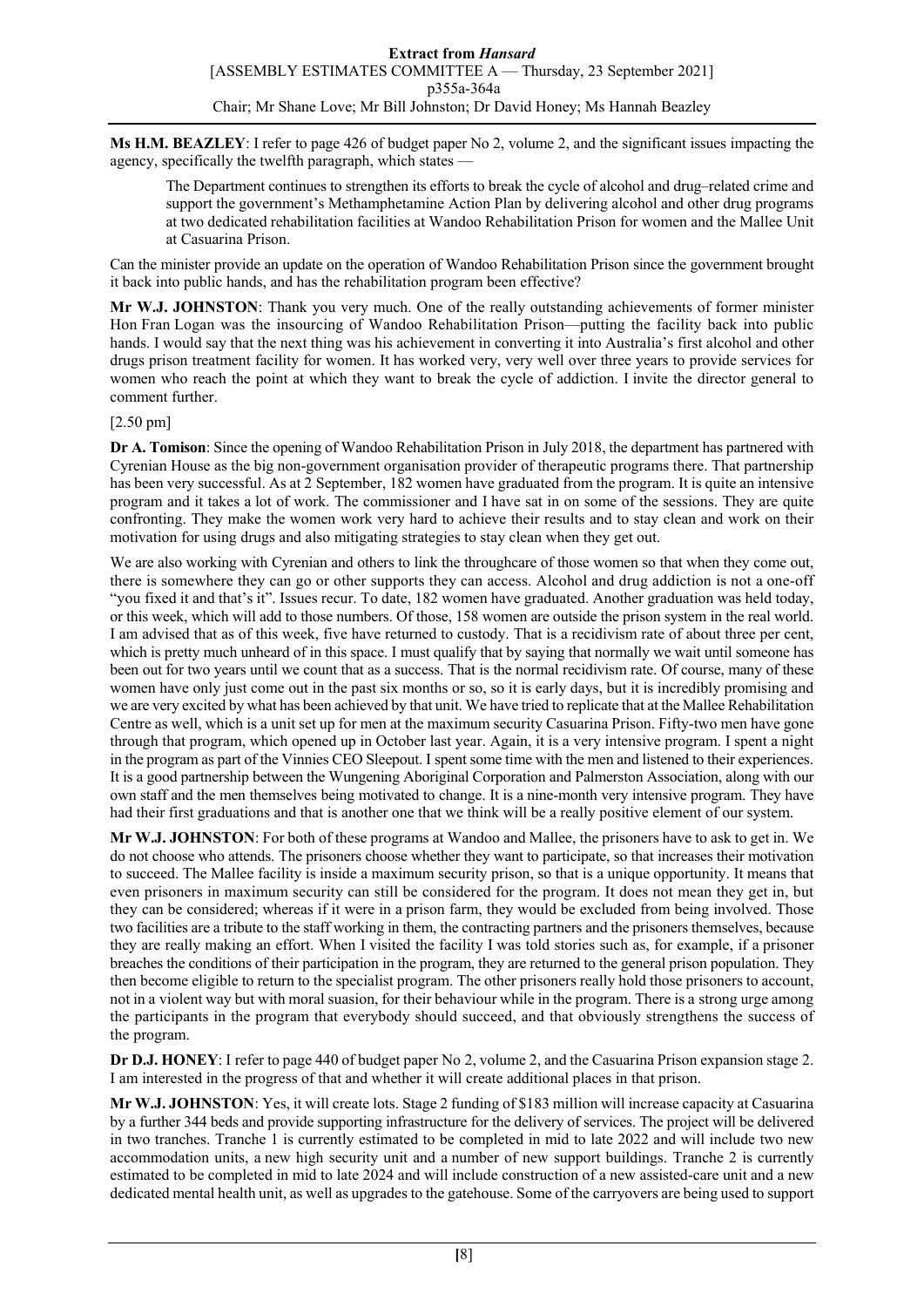**Ms H.M. BEAZLEY**: I refer to page 426 of budget paper No 2, volume 2, and the significant issues impacting the agency, specifically the twelfth paragraph, which states —

> The Department continues to strengthen its efforts to break the cycle of alcohol and drug–related crime and support the government's Methamphetamine Action Plan by delivering alcohol and other drug programs at two dedicated rehabilitation facilities at Wandoo Rehabilitation Prison for women and the Mallee Unit at Casuarina Prison.

Can the minister provide an update on the operation of Wandoo Rehabilitation Prison since the government brought it back into public hands, and has the rehabilitation program been effective?

**Mr W.J. JOHNSTON**: Thank you very much. One of the really outstanding achievements of former minister Hon Fran Logan was the insourcing of Wandoo Rehabilitation Prison—putting the facility back into public hands. I would say that the next thing was his achievement in converting it into Australia's first alcohol and other drugs prison treatment facility for women. It has worked very, very well over three years to provide services for women who reach the point at which they want to break the cycle of addiction. I invite the director general to comment further.

[2.50 pm]

**Dr A. Tomison**: Since the opening of Wandoo Rehabilitation Prison in July 2018, the department has partnered with Cyrenian House as the big non-government organisation provider of therapeutic programs there. That partnership has been very successful. As at 2 September, 182 women have graduated from the program. It is quite an intensive program and it takes a lot of work. The commissioner and I have sat in on some of the sessions. They are quite confronting. They make the women work very hard to achieve their results and to stay clean and work on their motivation for using drugs and also mitigating strategies to stay clean when they get out.

We are also working with Cyrenian and others to link the throughcare of those women so that when they come out, there is somewhere they can go or other supports they can access. Alcohol and drug addiction is not a one-off "you fixed it and that's it". Issues recur. To date, 182 women have graduated. Another graduation was held today, or this week, which will add to those numbers. Of those, 158 women are outside the prison system in the real world. I am advised that as of this week, five have returned to custody. That is a recidivism rate of about three per cent, which is pretty much unheard of in this space. I must qualify that by saying that normally we wait until someone has been out for two years until we count that as a success. That is the normal recidivism rate. Of course, many of these women have only just come out in the past six months or so, so it is early days, but it is incredibly promising and we are very excited by what has been achieved by that unit. We have tried to replicate that at the Mallee Rehabilitation Centre as well, which is a unit set up for men at the maximum security Casuarina Prison. Fifty-two men have gone through that program, which opened up in October last year. Again, it is a very intensive program. I spent a night in the program as part of the Vinnies CEO Sleepout. I spent some time with the men and listened to their experiences. It is a good partnership between the Wungening Aboriginal Corporation and Palmerston Association, along with our own staff and the men themselves being motivated to change. It is a nine-month very intensive program. They have had their first graduations and that is another one that we think will be a really positive element of our system.

**Mr W.J. JOHNSTON**: For both of these programs at Wandoo and Mallee, the prisoners have to ask to get in. We do not choose who attends. The prisoners choose whether they want to participate, so that increases their motivation to succeed. The Mallee facility is inside a maximum security prison, so that is a unique opportunity. It means that even prisoners in maximum security can still be considered for the program. It does not mean they get in, but they can be considered; whereas if it were in a prison farm, they would be excluded from being involved. Those two facilities are a tribute to the staff working in them, the contracting partners and the prisoners themselves, because they are really making an effort. When I visited the facility I was told stories such as, for example, if a prisoner breaches the conditions of their participation in the program, they are returned to the general prison population. They then become eligible to return to the specialist program. The other prisoners really hold those prisoners to account, not in a violent way but with moral suasion, for their behaviour while in the program. There is a strong urge among the participants in the program that everybody should succeed, and that obviously strengthens the success of the program.

**Dr D.J. HONEY**: I refer to page 440 of budget paper No 2, volume 2, and the Casuarina Prison expansion stage 2. I am interested in the progress of that and whether it will create additional places in that prison.

**Mr W.J. JOHNSTON**: Yes, it will create lots. Stage 2 funding of $183 million will increase capacity at Casuarina by a further 344 beds and provide supporting infrastructure for the delivery of services. The project will be delivered in two tranches. Tranche 1 is currently estimated to be completed in mid to late 2022 and will include two new accommodation units, a new high security unit and a number of new support buildings. Tranche 2 is currently estimated to be completed in mid to late 2024 and will include construction of a new assisted-care unit and a new dedicated mental health unit, as well as upgrades to the gatehouse. Some of the carryovers are being used to support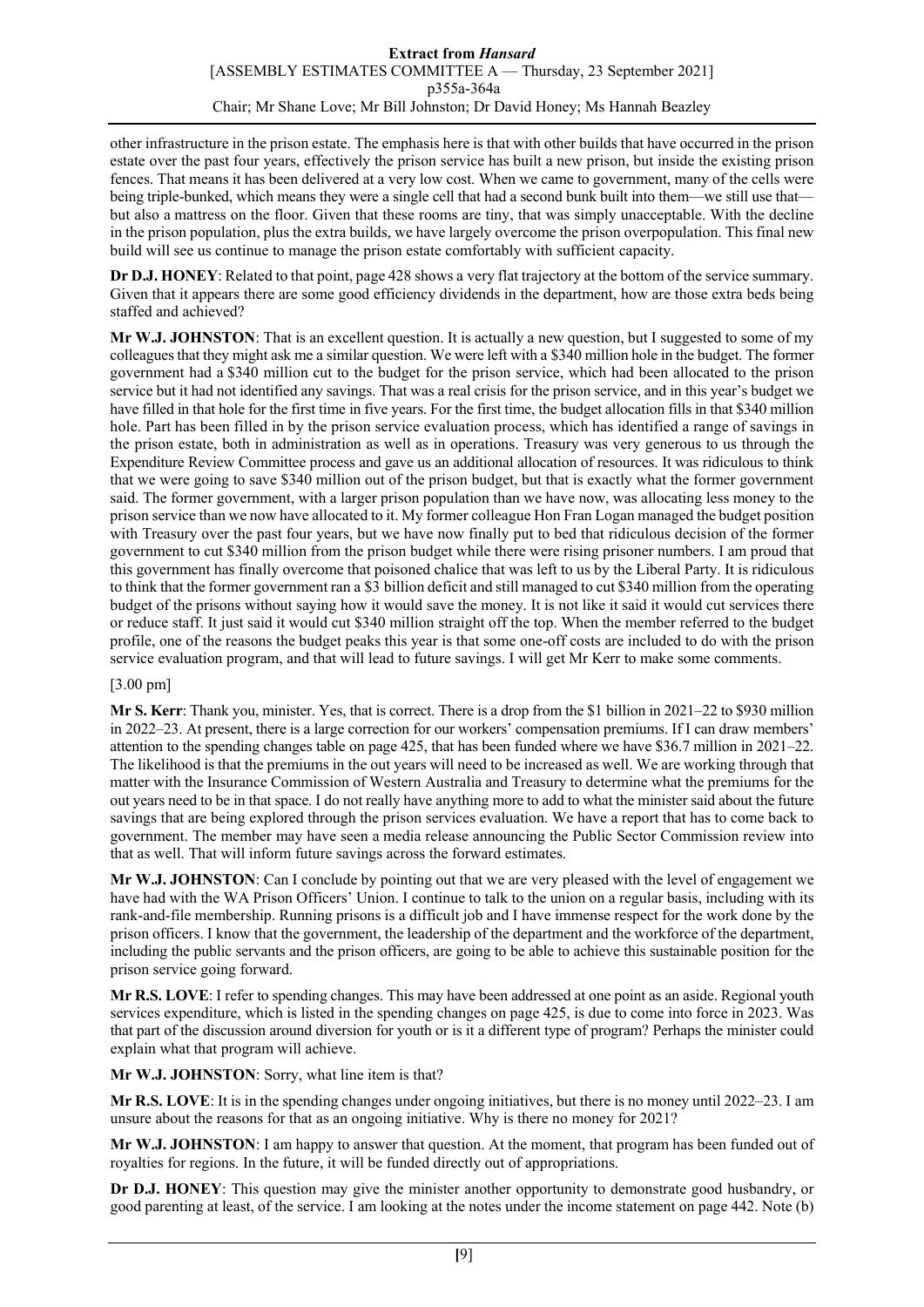other infrastructure in the prison estate. The emphasis here is that with other builds that have occurred in the prison estate over the past four years, effectively the prison service has built a new prison, but inside the existing prison fences. That means it has been delivered at a very low cost. When we came to government, many of the cells were being triple-bunked, which means they were a single cell that had a second bunk built into them—we still use that—but also a mattress on the floor. Given that these rooms are tiny, that was simply unacceptable. With the decline in the prison population, plus the extra builds, we have largely overcome the prison overpopulation. This final new build will see us continue to manage the prison estate comfortably with sufficient capacity.

**Dr D.J. HONEY**: Related to that point, page 428 shows a very flat trajectory at the bottom of the service summary. Given that it appears there are some good efficiency dividends in the department, how are those extra beds being staffed and achieved?

**Mr W.J. JOHNSTON**: That is an excellent question. It is actually a new question, but I suggested to some of my colleagues that they might ask me a similar question. We were left with a $340 million hole in the budget. The former government had a $340 million cut to the budget for the prison service, which had been allocated to the prison service but it had not identified any savings. That was a real crisis for the prison service, and in this year's budget we have filled in that hole for the first time in five years. For the first time, the budget allocation fills in that $340 million hole. Part has been filled in by the prison service evaluation process, which has identified a range of savings in the prison estate, both in administration as well as in operations. Treasury was very generous to us through the Expenditure Review Committee process and gave us an additional allocation of resources. It was ridiculous to think that we were going to save $340 million out of the prison budget, but that is exactly what the former government said. The former government, with a larger prison population than we have now, was allocating less money to the prison service than we now have allocated to it. My former colleague Hon Fran Logan managed the budget position with Treasury over the past four years, but we have now finally put to bed that ridiculous decision of the former government to cut $340 million from the prison budget while there were rising prisoner numbers. I am proud that this government has finally overcome that poisoned chalice that was left to us by the Liberal Party. It is ridiculous to think that the former government ran a $3 billion deficit and still managed to cut $340 million from the operating budget of the prisons without saying how it would save the money. It is not like it said it would cut services there or reduce staff. It just said it would cut $340 million straight off the top. When the member referred to the budget profile, one of the reasons the budget peaks this year is that some one-off costs are included to do with the prison service evaluation program, and that will lead to future savings. I will get Mr Kerr to make some comments.

[3.00 pm]

**Mr S. Kerr**: Thank you, minister. Yes, that is correct. There is a drop from the $1 billion in 2021–22 to $930 million in 2022–23. At present, there is a large correction for our workers' compensation premiums. If I can draw members' attention to the spending changes table on page 425, that has been funded where we have $36.7 million in 2021–22. The likelihood is that the premiums in the out years will need to be increased as well. We are working through that matter with the Insurance Commission of Western Australia and Treasury to determine what the premiums for the out years need to be in that space. I do not really have anything more to add to what the minister said about the future savings that are being explored through the prison services evaluation. We have a report that has to come back to government. The member may have seen a media release announcing the Public Sector Commission review into that as well. That will inform future savings across the forward estimates.

**Mr W.J. JOHNSTON**: Can I conclude by pointing out that we are very pleased with the level of engagement we have had with the WA Prison Officers' Union. I continue to talk to the union on a regular basis, including with its rank-and-file membership. Running prisons is a difficult job and I have immense respect for the work done by the prison officers. I know that the government, the leadership of the department and the workforce of the department, including the public servants and the prison officers, are going to be able to achieve this sustainable position for the prison service going forward.

**Mr R.S. LOVE**: I refer to spending changes. This may have been addressed at one point as an aside. Regional youth services expenditure, which is listed in the spending changes on page 425, is due to come into force in 2023. Was that part of the discussion around diversion for youth or is it a different type of program? Perhaps the minister could explain what that program will achieve.

**Mr W.J. JOHNSTON**: Sorry, what line item is that?

**Mr R.S. LOVE**: It is in the spending changes under ongoing initiatives, but there is no money until 2022–23. I am unsure about the reasons for that as an ongoing initiative. Why is there no money for 2021?

**Mr W.J. JOHNSTON**: I am happy to answer that question. At the moment, that program has been funded out of royalties for regions. In the future, it will be funded directly out of appropriations.

**Dr D.J. HONEY**: This question may give the minister another opportunity to demonstrate good husbandry, or good parenting at least, of the service. I am looking at the notes under the income statement on page 442. Note (b)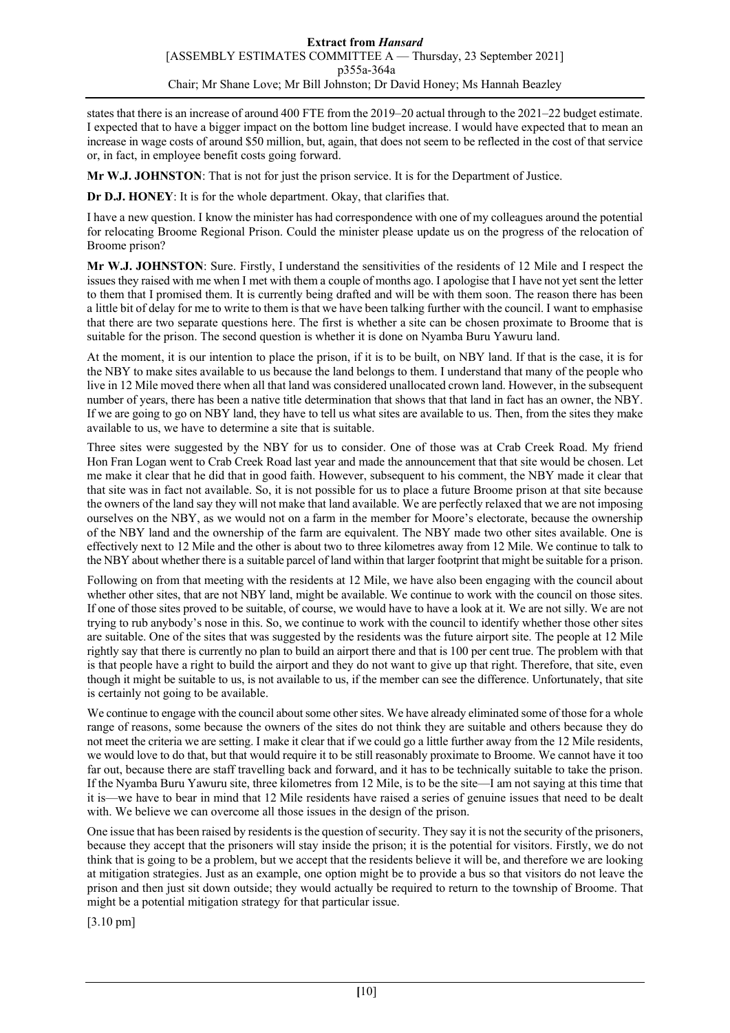states that there is an increase of around 400 FTE from the 2019–20 actual through to the 2021–22 budget estimate. I expected that to have a bigger impact on the bottom line budget increase. I would have expected that to mean an increase in wage costs of around $50 million, but, again, that does not seem to be reflected in the cost of that service or, in fact, in employee benefit costs going forward.

**Mr W.J. JOHNSTON**: That is not for just the prison service. It is for the Department of Justice.

**Dr D.J. HONEY**: It is for the whole department. Okay, that clarifies that.

I have a new question. I know the minister has had correspondence with one of my colleagues around the potential for relocating Broome Regional Prison. Could the minister please update us on the progress of the relocation of Broome prison?

**Mr W.J. JOHNSTON**: Sure. Firstly, I understand the sensitivities of the residents of 12 Mile and I respect the issues they raised with me when I met with them a couple of months ago. I apologise that I have not yet sent the letter to them that I promised them. It is currently being drafted and will be with them soon. The reason there has been a little bit of delay for me to write to them is that we have been talking further with the council. I want to emphasise that there are two separate questions here. The first is whether a site can be chosen proximate to Broome that is suitable for the prison. The second question is whether it is done on Nyamba Buru Yawuru land.

At the moment, it is our intention to place the prison, if it is to be built, on NBY land. If that is the case, it is for the NBY to make sites available to us because the land belongs to them. I understand that many of the people who live in 12 Mile moved there when all that land was considered unallocated crown land. However, in the subsequent number of years, there has been a native title determination that shows that that land in fact has an owner, the NBY. If we are going to go on NBY land, they have to tell us what sites are available to us. Then, from the sites they make available to us, we have to determine a site that is suitable.

Three sites were suggested by the NBY for us to consider. One of those was at Crab Creek Road. My friend Hon Fran Logan went to Crab Creek Road last year and made the announcement that that site would be chosen. Let me make it clear that he did that in good faith. However, subsequent to his comment, the NBY made it clear that that site was in fact not available. So, it is not possible for us to place a future Broome prison at that site because the owners of the land say they will not make that land available. We are perfectly relaxed that we are not imposing ourselves on the NBY, as we would not on a farm in the member for Moore's electorate, because the ownership of the NBY land and the ownership of the farm are equivalent. The NBY made two other sites available. One is effectively next to 12 Mile and the other is about two to three kilometres away from 12 Mile. We continue to talk to the NBY about whether there is a suitable parcel of land within that larger footprint that might be suitable for a prison.

Following on from that meeting with the residents at 12 Mile, we have also been engaging with the council about whether other sites, that are not NBY land, might be available. We continue to work with the council on those sites. If one of those sites proved to be suitable, of course, we would have to have a look at it. We are not silly. We are not trying to rub anybody's nose in this. So, we continue to work with the council to identify whether those other sites are suitable. One of the sites that was suggested by the residents was the future airport site. The people at 12 Mile rightly say that there is currently no plan to build an airport there and that is 100 per cent true. The problem with that is that people have a right to build the airport and they do not want to give up that right. Therefore, that site, even though it might be suitable to us, is not available to us, if the member can see the difference. Unfortunately, that site is certainly not going to be available.

We continue to engage with the council about some other sites. We have already eliminated some of those for a whole range of reasons, some because the owners of the sites do not think they are suitable and others because they do not meet the criteria we are setting. I make it clear that if we could go a little further away from the 12 Mile residents, we would love to do that, but that would require it to be still reasonably proximate to Broome. We cannot have it too far out, because there are staff travelling back and forward, and it has to be technically suitable to take the prison. If the Nyamba Buru Yawuru site, three kilometres from 12 Mile, is to be the site—I am not saying at this time that it is—we have to bear in mind that 12 Mile residents have raised a series of genuine issues that need to be dealt with. We believe we can overcome all those issues in the design of the prison.

One issue that has been raised by residents is the question of security. They say it is not the security of the prisoners, because they accept that the prisoners will stay inside the prison; it is the potential for visitors. Firstly, we do not think that is going to be a problem, but we accept that the residents believe it will be, and therefore we are looking at mitigation strategies. Just as an example, one option might be to provide a bus so that visitors do not leave the prison and then just sit down outside; they would actually be required to return to the township of Broome. That might be a potential mitigation strategy for that particular issue.

[3.10 pm]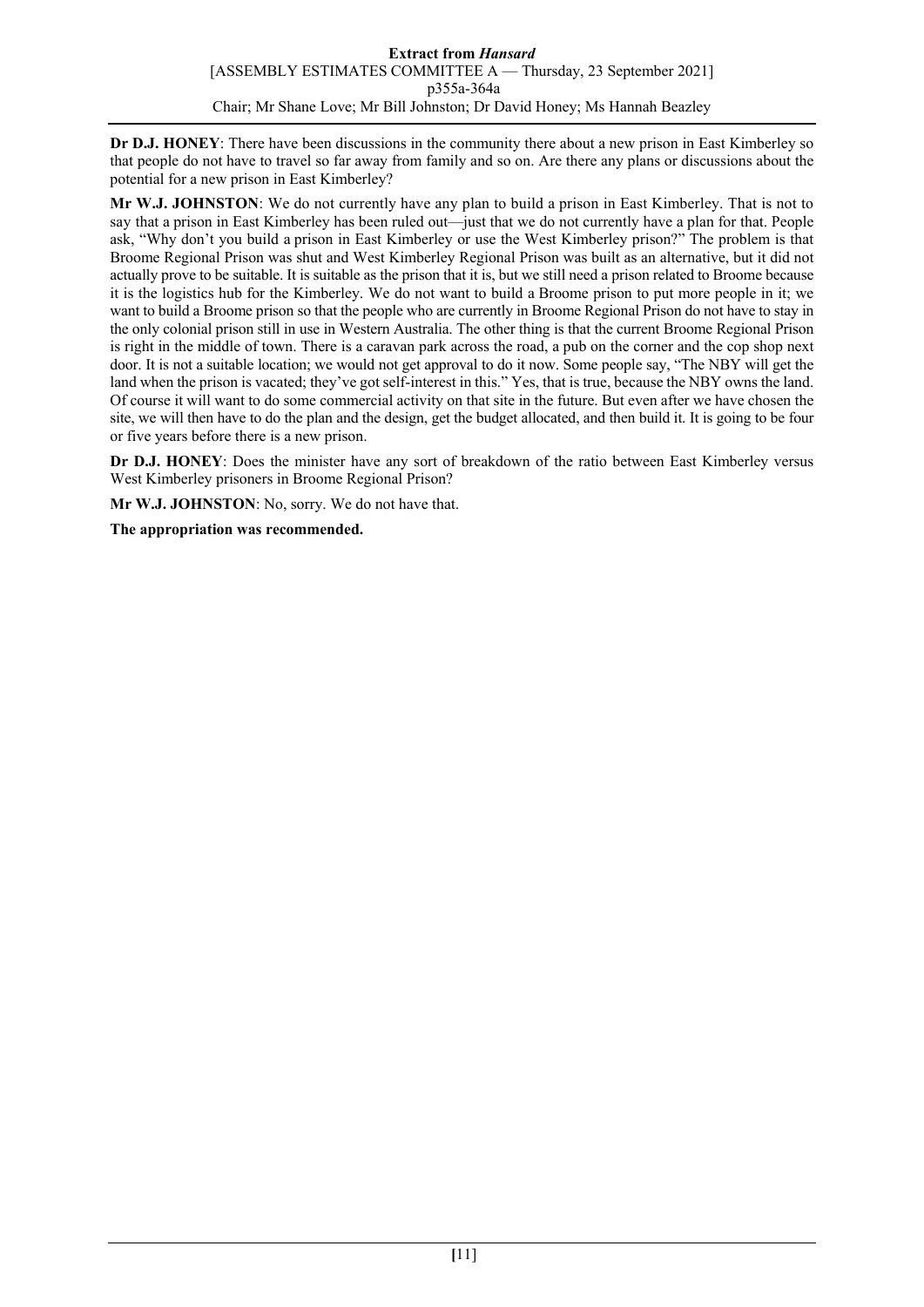**Dr D.J. HONEY**: There have been discussions in the community there about a new prison in East Kimberley so that people do not have to travel so far away from family and so on. Are there any plans or discussions about the potential for a new prison in East Kimberley?

**Mr W.J. JOHNSTON**: We do not currently have any plan to build a prison in East Kimberley. That is not to say that a prison in East Kimberley has been ruled out—just that we do not currently have a plan for that. People ask, "Why don't you build a prison in East Kimberley or use the West Kimberley prison?" The problem is that Broome Regional Prison was shut and West Kimberley Regional Prison was built as an alternative, but it did not actually prove to be suitable. It is suitable as the prison that it is, but we still need a prison related to Broome because it is the logistics hub for the Kimberley. We do not want to build a Broome prison to put more people in it; we want to build a Broome prison so that the people who are currently in Broome Regional Prison do not have to stay in the only colonial prison still in use in Western Australia. The other thing is that the current Broome Regional Prison is right in the middle of town. There is a caravan park across the road, a pub on the corner and the cop shop next door. It is not a suitable location; we would not get approval to do it now. Some people say, "The NBY will get the land when the prison is vacated; they've got self-interest in this." Yes, that is true, because the NBY owns the land. Of course it will want to do some commercial activity on that site in the future. But even after we have chosen the site, we will then have to do the plan and the design, get the budget allocated, and then build it. It is going to be four or five years before there is a new prison.

**Dr D.J. HONEY**: Does the minister have any sort of breakdown of the ratio between East Kimberley versus West Kimberley prisoners in Broome Regional Prison?

**Mr W.J. JOHNSTON**: No, sorry. We do not have that.

**The appropriation was recommended.**